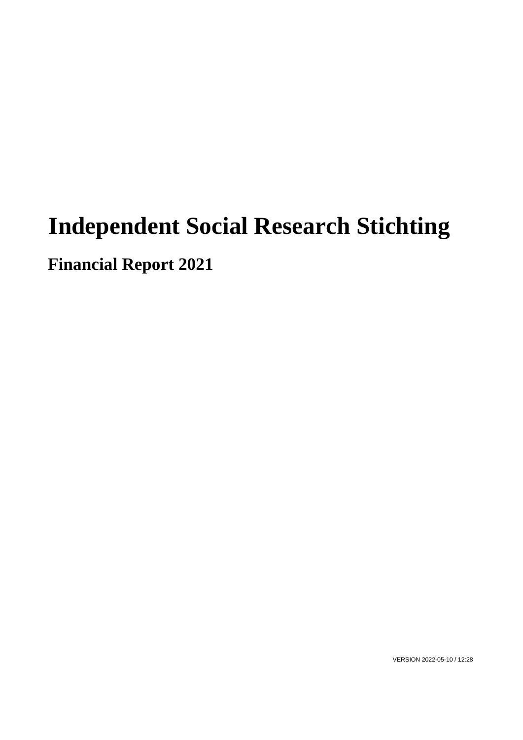# Independent Social Research Stichting

## Financial Report 2021

VERSION 2022-05-10 / 12:28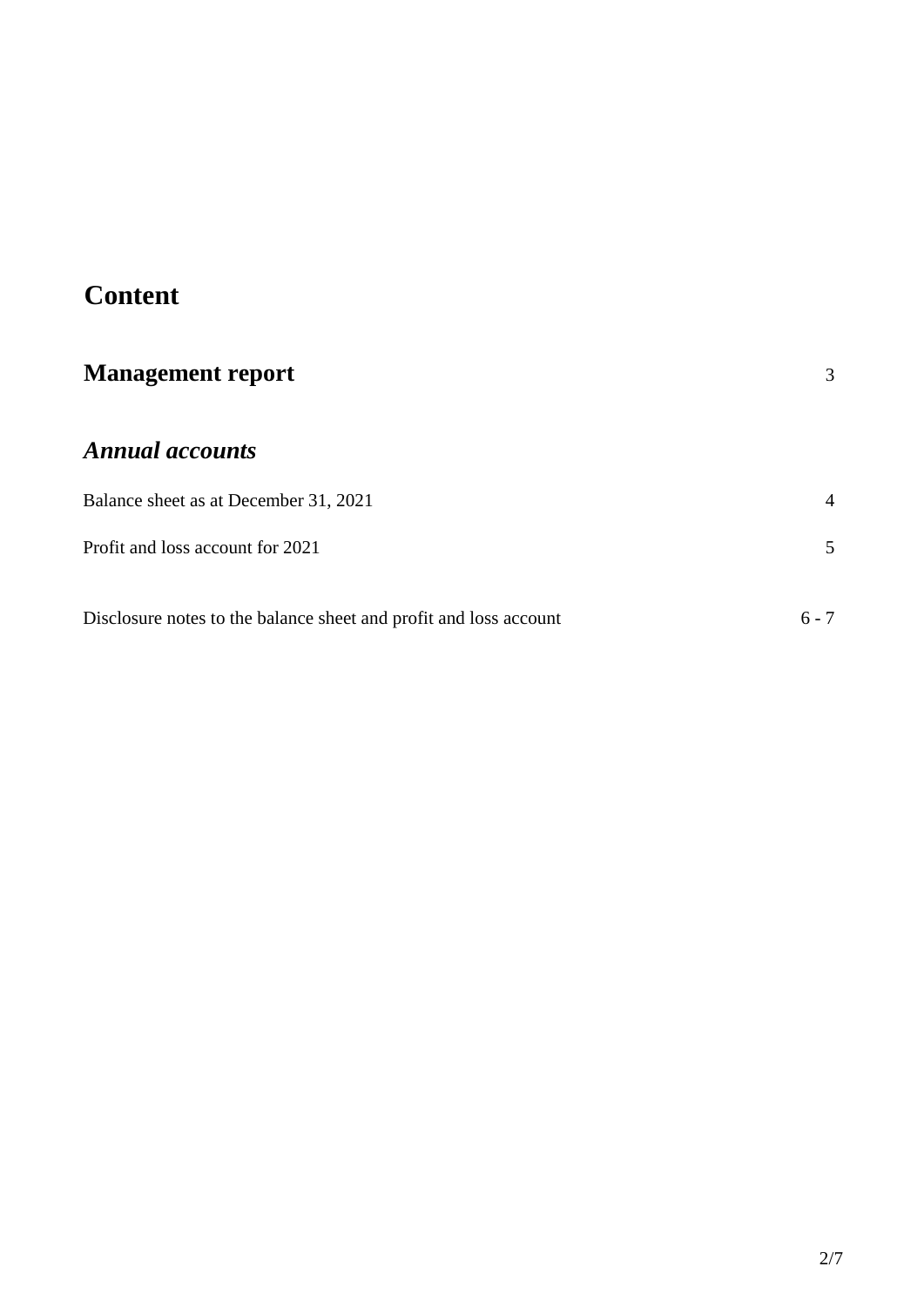# Content

| | |
|---|---|
| **Management report** | 3 |
| | |
| ***Annual accounts*** | |
| Balance sheet as at December 31, 2021 | 4 |
| Profit and loss account for 2021 | 5 |
| Disclosure notes to the balance sheet and profit and loss account | 6 - 7 |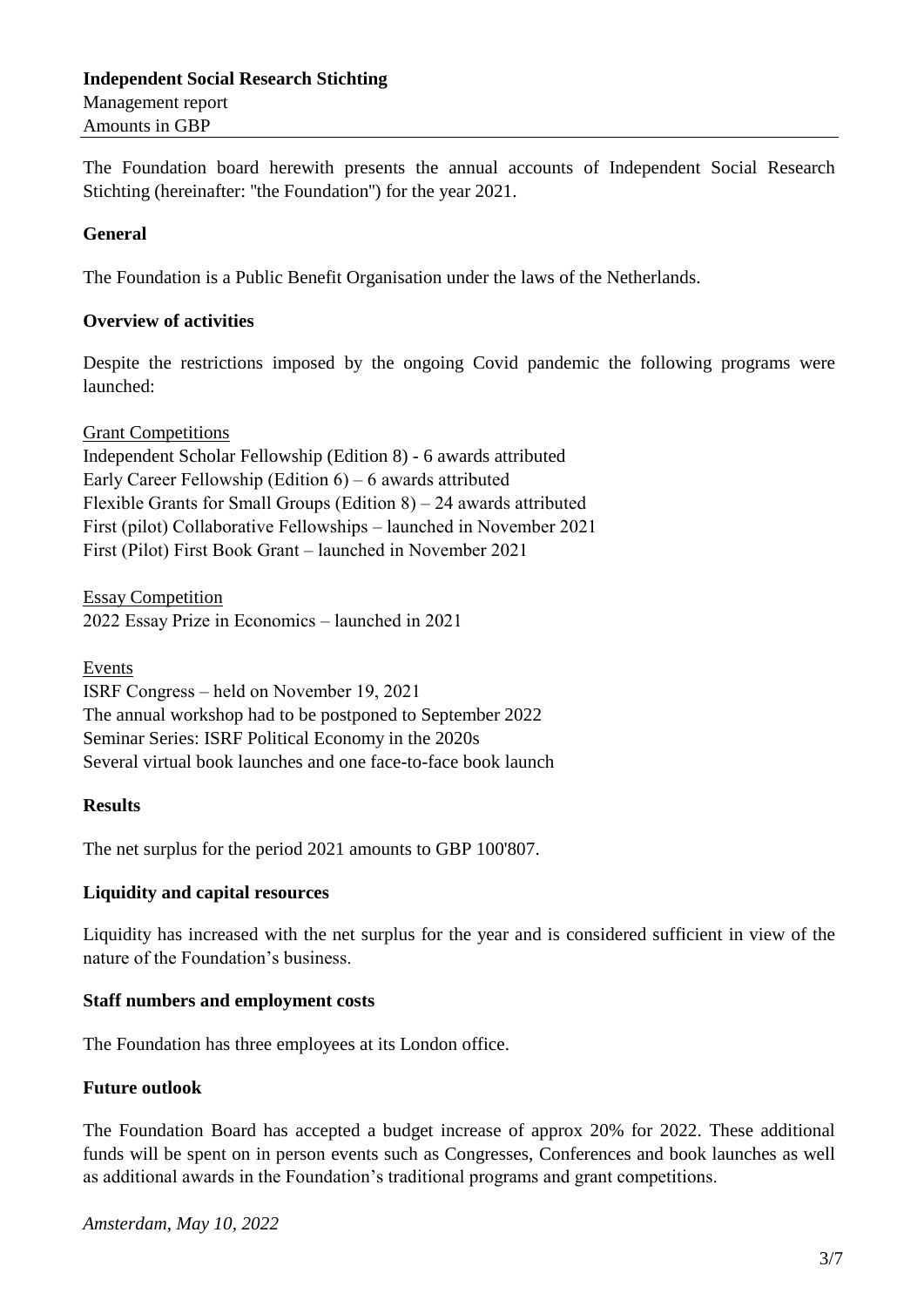**Independent Social Research Stichting**
Management report
Amounts in GBP

The Foundation board herewith presents the annual accounts of Independent Social Research Stichting (hereinafter: "the Foundation") for the year 2021.

## General

The Foundation is a Public Benefit Organisation under the laws of the Netherlands.

## Overview of activities

Despite the restrictions imposed by the ongoing Covid pandemic the following programs were launched:

Grant Competitions
Independent Scholar Fellowship (Edition 8) - 6 awards attributed
Early Career Fellowship (Edition 6) – 6 awards attributed
Flexible Grants for Small Groups (Edition 8) – 24 awards attributed
First (pilot) Collaborative Fellowships – launched in November 2021
First (Pilot) First Book Grant – launched in November 2021

Essay Competition
2022 Essay Prize in Economics – launched in 2021

Events
ISRF Congress – held on November 19, 2021
The annual workshop had to be postponed to September 2022
Seminar Series: ISRF Political Economy in the 2020s
Several virtual book launches and one face-to-face book launch

## Results

The net surplus for the period 2021 amounts to GBP 100'807.

## Liquidity and capital resources

Liquidity has increased with the net surplus for the year and is considered sufficient in view of the nature of the Foundation's business.

## Staff numbers and employment costs

The Foundation has three employees at its London office.

## Future outlook

The Foundation Board has accepted a budget increase of approx 20% for 2022. These additional funds will be spent on in person events such as Congresses, Conferences and book launches as well as additional awards in the Foundation's traditional programs and grant competitions.

*Amsterdam, May 10, 2022*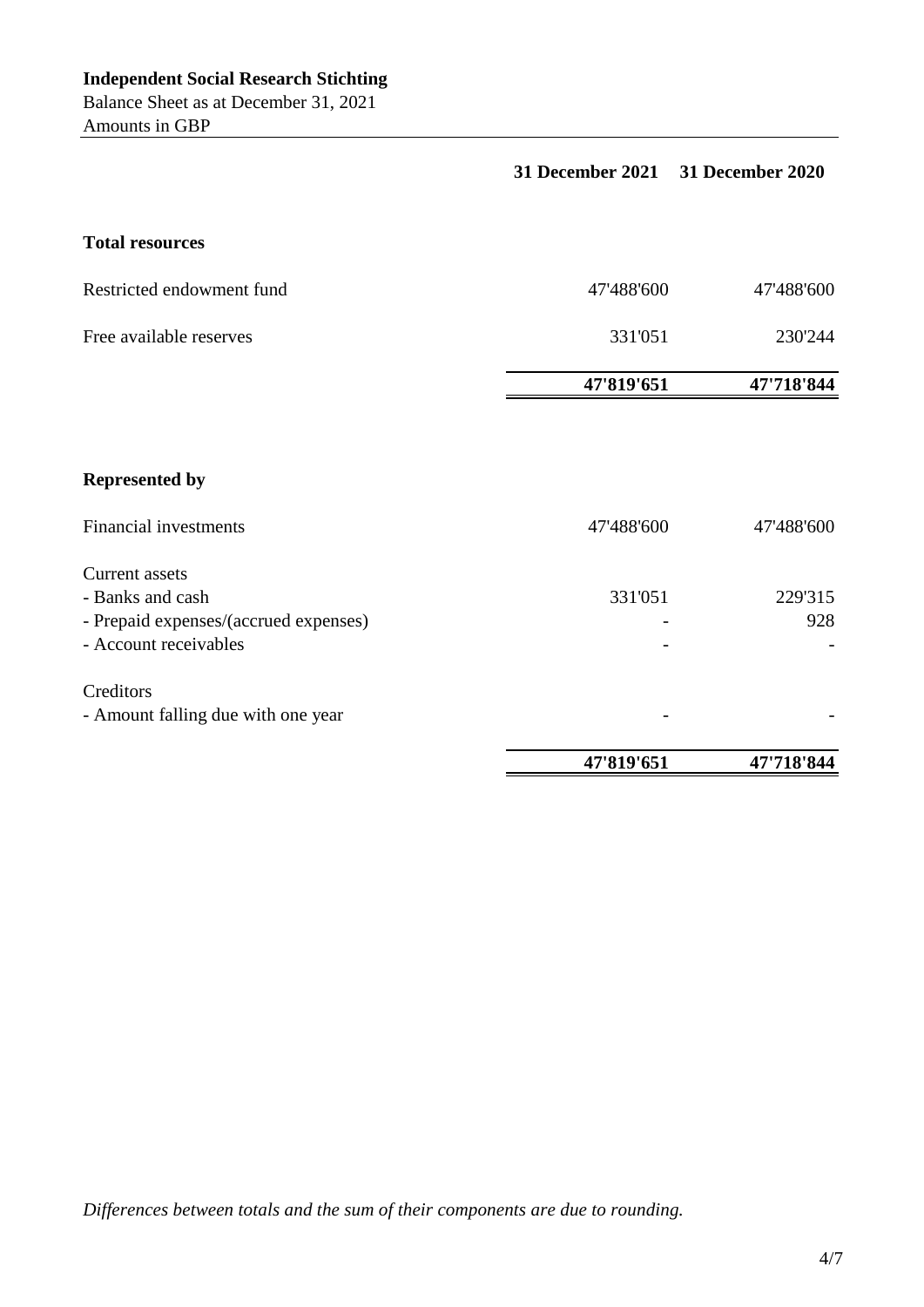**Independent Social Research Stichting**

Balance Sheet as at December 31, 2021

Amounts in GBP

| | 31 December 2021 | 31 December 2020 |
|---|---|---|
| **Total resources** | | |
| Restricted endowment fund | 47'488'600 | 47'488'600 |
| Free available reserves | 331'051 | 230'244 |
| | **47'819'651** | **47'718'844** |
| | | |
| **Represented by** | | |
| Financial investments | 47'488'600 | 47'488'600 |
| Current assets | | |
| - Banks and cash | 331'051 | 229'315 |
| - Prepaid expenses/(accrued expenses) | - | 928 |
| - Account receivables | - | - |
| Creditors | | |
| - Amount falling due with one year | - | - |
| | **47'819'651** | **47'718'844** |

*Differences between totals and the sum of their components are due to rounding.*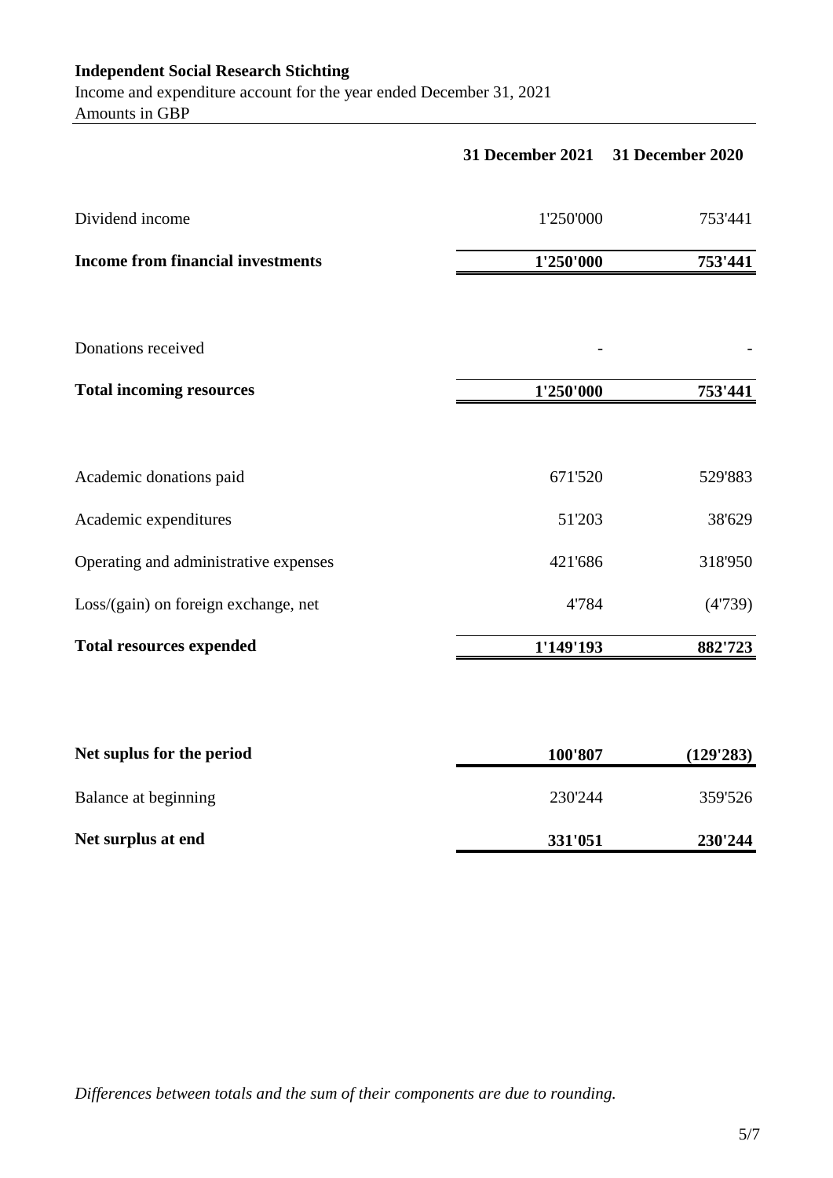**Independent Social Research Stichting**

Income and expenditure account for the year ended December 31, 2021

Amounts in GBP

| | 31 December 2021 | 31 December 2020 |
|---|---|---|
| Dividend income | 1'250'000 | 753'441 |
| **Income from financial investments** | **1'250'000** | **753'441** |
| Donations received | - | - |
| **Total incoming resources** | **1'250'000** | **753'441** |
| Academic donations paid | 671'520 | 529'883 |
| Academic expenditures | 51'203 | 38'629 |
| Operating and administrative expenses | 421'686 | 318'950 |
| Loss/(gain) on foreign exchange, net | 4'784 | (4'739) |
| **Total resources expended** | **1'149'193** | **882'723** |
| **Net suplus for the period** | **100'807** | **(129'283)** |
| Balance at beginning | 230'244 | 359'526 |
| **Net surplus at end** | **331'051** | **230'244** |

*Differences between totals and the sum of their components are due to rounding.*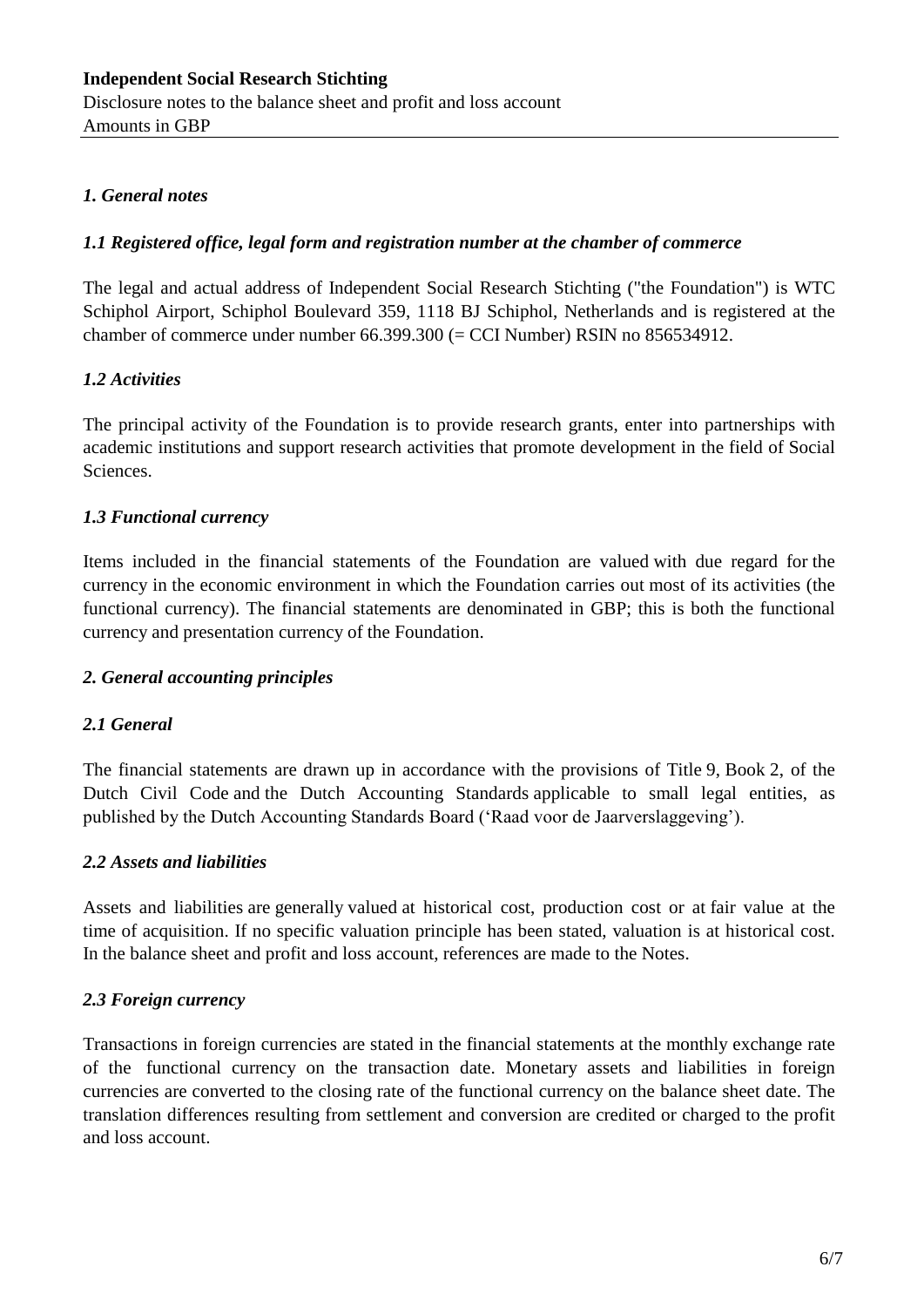**Independent Social Research Stichting**
Disclosure notes to the balance sheet and profit and loss account
Amounts in GBP

### *1. General notes*

#### *1.1 Registered office, legal form and registration number at the chamber of commerce*

The legal and actual address of Independent Social Research Stichting ("the Foundation") is WTC Schiphol Airport, Schiphol Boulevard 359, 1118 BJ Schiphol, Netherlands and is registered at the chamber of commerce under number 66.399.300 (= CCI Number) RSIN no 856534912.

#### *1.2 Activities*

The principal activity of the Foundation is to provide research grants, enter into partnerships with academic institutions and support research activities that promote development in the field of Social Sciences.

#### *1.3 Functional currency*

Items included in the financial statements of the Foundation are valued with due regard for the currency in the economic environment in which the Foundation carries out most of its activities (the functional currency). The financial statements are denominated in GBP; this is both the functional currency and presentation currency of the Foundation.

### *2. General accounting principles*

#### *2.1 General*

The financial statements are drawn up in accordance with the provisions of Title 9, Book 2, of the Dutch Civil Code and the Dutch Accounting Standards applicable to small legal entities, as published by the Dutch Accounting Standards Board ('Raad voor de Jaarverslaggeving').

#### *2.2 Assets and liabilities*

Assets and liabilities are generally valued at historical cost, production cost or at fair value at the time of acquisition. If no specific valuation principle has been stated, valuation is at historical cost. In the balance sheet and profit and loss account, references are made to the Notes.

#### *2.3 Foreign currency*

Transactions in foreign currencies are stated in the financial statements at the monthly exchange rate of the functional currency on the transaction date. Monetary assets and liabilities in foreign currencies are converted to the closing rate of the functional currency on the balance sheet date. The translation differences resulting from settlement and conversion are credited or charged to the profit and loss account.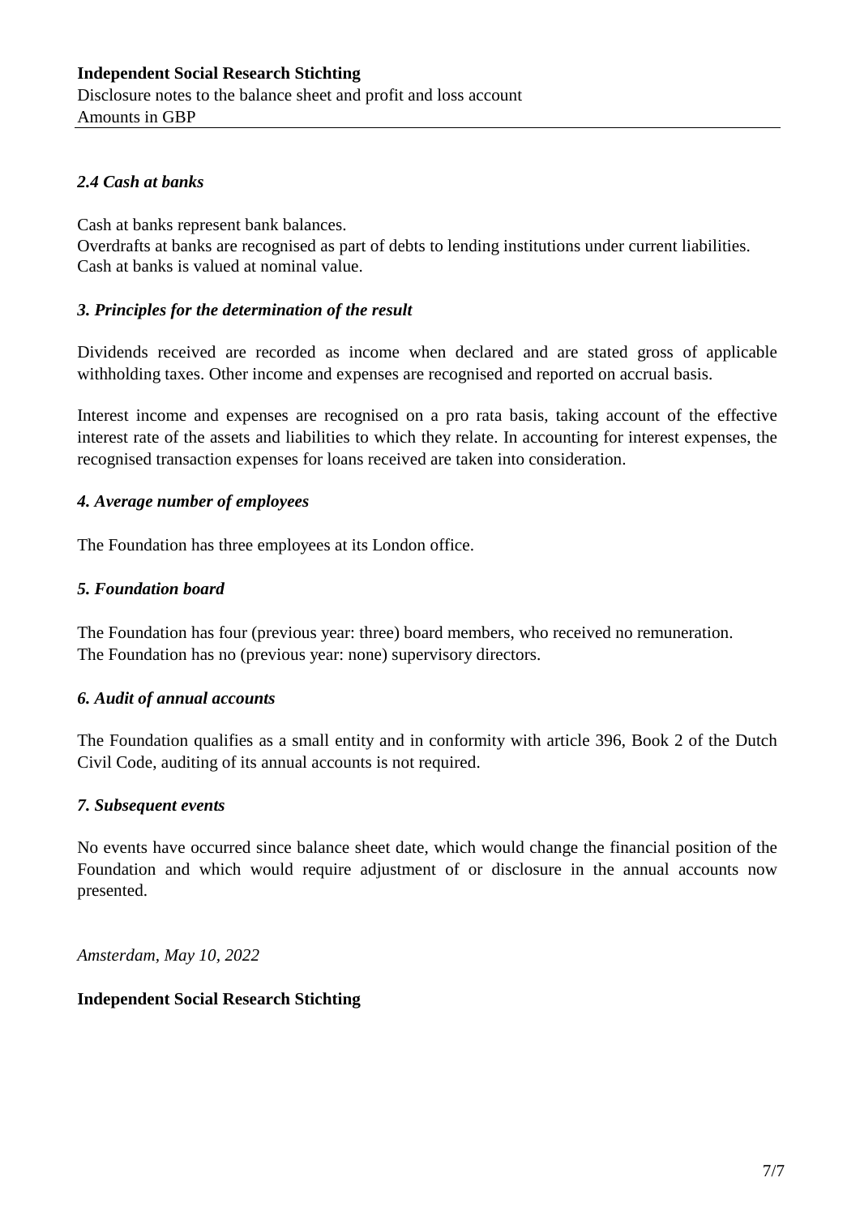**Independent Social Research Stichting**
Disclosure notes to the balance sheet and profit and loss account
Amounts in GBP

### *2.4 Cash at banks*

Cash at banks represent bank balances.
Overdrafts at banks are recognised as part of debts to lending institutions under current liabilities.
Cash at banks is valued at nominal value.

### *3. Principles for the determination of the result*

Dividends received are recorded as income when declared and are stated gross of applicable withholding taxes. Other income and expenses are recognised and reported on accrual basis.

Interest income and expenses are recognised on a pro rata basis, taking account of the effective interest rate of the assets and liabilities to which they relate. In accounting for interest expenses, the recognised transaction expenses for loans received are taken into consideration.

### *4. Average number of employees*

The Foundation has three employees at its London office.

### *5. Foundation board*

The Foundation has four (previous year: three) board members, who received no remuneration.
The Foundation has no (previous year: none) supervisory directors.

### *6. Audit of annual accounts*

The Foundation qualifies as a small entity and in conformity with article 396, Book 2 of the Dutch Civil Code, auditing of its annual accounts is not required.

### *7. Subsequent events*

No events have occurred since balance sheet date, which would change the financial position of the Foundation and which would require adjustment of or disclosure in the annual accounts now presented.

*Amsterdam, May 10, 2022*

**Independent Social Research Stichting**